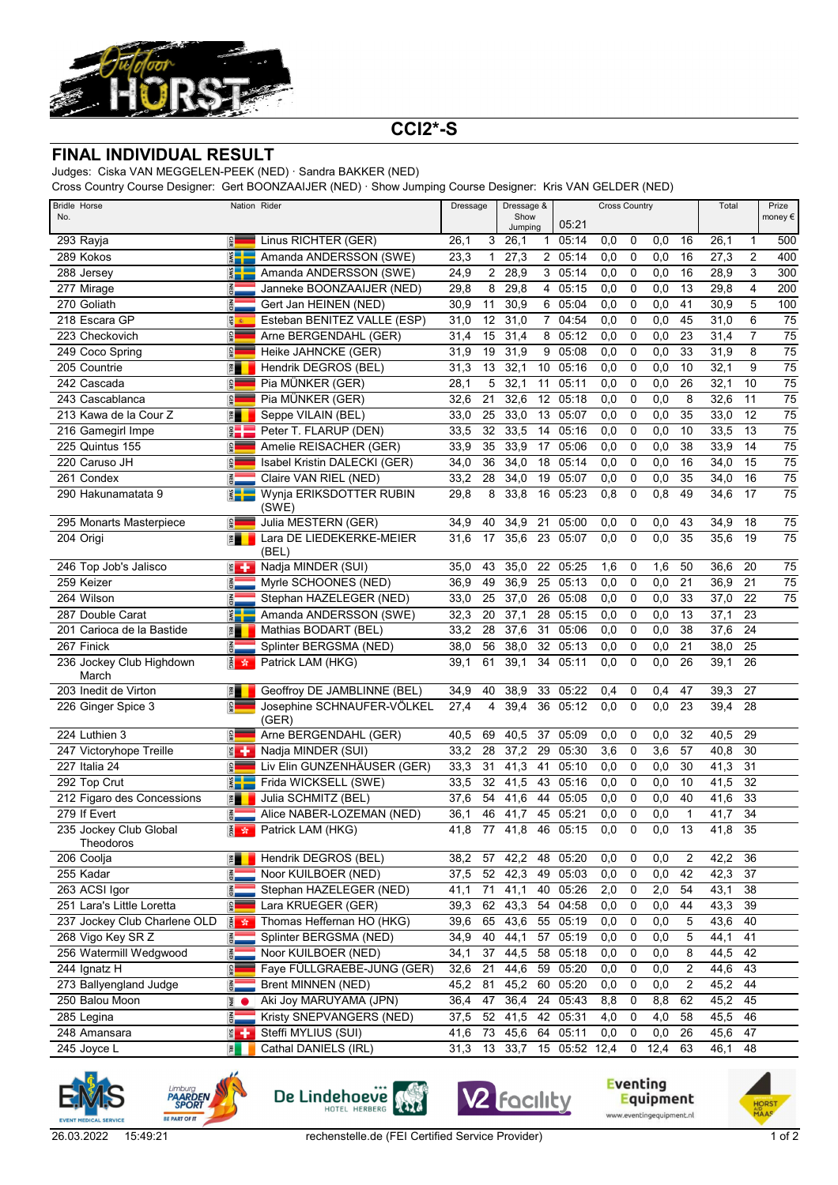# CCI2*-S

## FINAL INDIVIDUAL RESULT

Judges: Ciska VAN MEGGELEN-PEEK (NED) · Sandra BAKKER (NED)

Cross Country Course Designer: Gert BOONZAAIJER (NED) · Show Jumping Course Designer: Kris VAN GELDER (NED)

| Bridle No. | Horse | Nation | Rider | Dressage | | Dressage & Show Jumping | | Cross Country 05:21 | | | | | Total | | Prize money € |
|---|---|---|---|---|---|---|---|---|---|---|---|---|---|---|---|
| 293 | Rayja | GER | Linus RICHTER (GER) | 26,1 | 3 | 26,1 | 1 | 05:14 | 0,0 | 0 | 0,0 | 16 | 26,1 | 1 | 500 |
| 289 | Kokos | SWE | Amanda ANDERSSON (SWE) | 23,3 | 1 | 27,3 | 2 | 05:14 | 0,0 | 0 | 0,0 | 16 | 27,3 | 2 | 400 |
| 288 | Jersey | SWE | Amanda ANDERSSON (SWE) | 24,9 | 2 | 28,9 | 3 | 05:14 | 0,0 | 0 | 0,0 | 16 | 28,9 | 3 | 300 |
| 277 | Mirage | NED | Janneke BOONZAAIJER (NED) | 29,8 | 8 | 29,8 | 4 | 05:15 | 0,0 | 0 | 0,0 | 13 | 29,8 | 4 | 200 |
| 270 | Goliath | NED | Gert Jan HEINEN (NED) | 30,9 | 11 | 30,9 | 6 | 05:04 | 0,0 | 0 | 0,0 | 41 | 30,9 | 5 | 100 |
| 218 | Escara GP | ESP | Esteban BENITEZ VALLE (ESP) | 31,0 | 12 | 31,0 | 7 | 04:54 | 0,0 | 0 | 0,0 | 45 | 31,0 | 6 | 75 |
| 223 | Checkovich | GER | Arne BERGENDAHL (GER) | 31,4 | 15 | 31,4 | 8 | 05:12 | 0,0 | 0 | 0,0 | 23 | 31,4 | 7 | 75 |
| 249 | Coco Spring | GER | Heike JAHNCKE (GER) | 31,9 | 19 | 31,9 | 9 | 05:08 | 0,0 | 0 | 0,0 | 33 | 31,9 | 8 | 75 |
| 205 | Countrie | BEL | Hendrik DEGROS (BEL) | 31,3 | 13 | 32,1 | 10 | 05:16 | 0,0 | 0 | 0,0 | 10 | 32,1 | 9 | 75 |
| 242 | Cascada | GER | Pia MÜNKER (GER) | 28,1 | 5 | 32,1 | 11 | 05:11 | 0,0 | 0 | 0,0 | 26 | 32,1 | 10 | 75 |
| 243 | Cascablanca | GER | Pia MÜNKER (GER) | 32,6 | 21 | 32,6 | 12 | 05:18 | 0,0 | 0 | 0,0 | 8 | 32,6 | 11 | 75 |
| 213 | Kawa de la Cour Z | BEL | Seppe VILAIN (BEL) | 33,0 | 25 | 33,0 | 13 | 05:07 | 0,0 | 0 | 0,0 | 35 | 33,0 | 12 | 75 |
| 216 | Gamegirl Impe | DEN | Peter T. FLARUP (DEN) | 33,5 | 32 | 33,5 | 14 | 05:16 | 0,0 | 0 | 0,0 | 10 | 33,5 | 13 | 75 |
| 225 | Quintus 155 | GER | Amelie REISACHER (GER) | 33,9 | 35 | 33,9 | 17 | 05:06 | 0,0 | 0 | 0,0 | 38 | 33,9 | 14 | 75 |
| 220 | Caruso JH | GER | Isabel Kristin DALECKI (GER) | 34,0 | 36 | 34,0 | 18 | 05:14 | 0,0 | 0 | 0,0 | 16 | 34,0 | 15 | 75 |
| 261 | Condex | NED | Claire VAN RIEL (NED) | 33,2 | 28 | 34,0 | 19 | 05:07 | 0,0 | 0 | 0,0 | 35 | 34,0 | 16 | 75 |
| 290 | Hakunamatata 9 | SWE | Wynja ERIKSDOTTER RUBIN (SWE) | 29,8 | 8 | 33,8 | 16 | 05:23 | 0,8 | 0 | 0,8 | 49 | 34,6 | 17 | 75 |
| 295 | Monarts Masterpiece | GER | Julia MESTERN (GER) | 34,9 | 40 | 34,9 | 21 | 05:00 | 0,0 | 0 | 0,0 | 43 | 34,9 | 18 | 75 |
| 204 | Origi | BEL | Lara DE LIEDEKERKE-MEIER (BEL) | 31,6 | 17 | 35,6 | 23 | 05:07 | 0,0 | 0 | 0,0 | 35 | 35,6 | 19 | 75 |
| 246 | Top Job's Jalisco | SUI | Nadja MINDER (SUI) | 35,0 | 43 | 35,0 | 22 | 05:25 | 1,6 | 0 | 1,6 | 50 | 36,6 | 20 | 75 |
| 259 | Keizer | NED | Myrle SCHOONES (NED) | 36,9 | 49 | 36,9 | 25 | 05:13 | 0,0 | 0 | 0,0 | 21 | 36,9 | 21 | 75 |
| 264 | Wilson | NED | Stephan HAZELEGER (NED) | 33,0 | 25 | 37,0 | 26 | 05:08 | 0,0 | 0 | 0,0 | 33 | 37,0 | 22 | 75 |
| 287 | Double Carat | SWE | Amanda ANDERSSON (SWE) | 32,3 | 20 | 37,1 | 28 | 05:15 | 0,0 | 0 | 0,0 | 13 | 37,1 | 23 | |
| 201 | Carioca de la Bastide | BEL | Mathias BODART (BEL) | 33,2 | 28 | 37,6 | 31 | 05:06 | 0,0 | 0 | 0,0 | 38 | 37,6 | 24 | |
| 267 | Finick | NED | Splinter BERGSMA (NED) | 38,0 | 56 | 38,0 | 32 | 05:13 | 0,0 | 0 | 0,0 | 21 | 38,0 | 25 | |
| 236 | Jockey Club Highdown March | HKG | Patrick LAM (HKG) | 39,1 | 61 | 39,1 | 34 | 05:11 | 0,0 | 0 | 0,0 | 26 | 39,1 | 26 | |
| 203 | Inedit de Virton | BEL | Geoffroy DE JAMBLINNE (BEL) | 34,9 | 40 | 38,9 | 33 | 05:22 | 0,4 | 0 | 0,4 | 47 | 39,3 | 27 | |
| 226 | Ginger Spice 3 | GER | Josephine SCHNAUFER-VÖLKEL (GER) | 27,4 | 4 | 39,4 | 36 | 05:12 | 0,0 | 0 | 0,0 | 23 | 39,4 | 28 | |
| 224 | Luthien 3 | GER | Arne BERGENDAHL (GER) | 40,5 | 69 | 40,5 | 37 | 05:09 | 0,0 | 0 | 0,0 | 32 | 40,5 | 29 | |
| 247 | Victoryhope Treille | SUI | Nadja MINDER (SUI) | 33,2 | 28 | 37,2 | 29 | 05:30 | 3,6 | 0 | 3,6 | 57 | 40,8 | 30 | |
| 227 | Italia 24 | GER | Liv Elin GUNZENHÄUSER (GER) | 33,3 | 31 | 41,3 | 41 | 05:10 | 0,0 | 0 | 0,0 | 30 | 41,3 | 31 | |
| 292 | Top Crut | SWE | Frida WICKSELL (SWE) | 33,5 | 32 | 41,5 | 43 | 05:16 | 0,0 | 0 | 0,0 | 10 | 41,5 | 32 | |
| 212 | Figaro des Concessions | BEL | Julia SCHMITZ (BEL) | 37,6 | 54 | 41,6 | 44 | 05:05 | 0,0 | 0 | 0,0 | 40 | 41,6 | 33 | |
| 279 | If Evert | NED | Alice NABER-LOZEMAN (NED) | 36,1 | 46 | 41,7 | 45 | 05:21 | 0,0 | 0 | 0,0 | 1 | 41,7 | 34 | |
| 235 | Jockey Club Global Theodoros | HKG | Patrick LAM (HKG) | 41,8 | 77 | 41,8 | 46 | 05:15 | 0,0 | 0 | 0,0 | 13 | 41,8 | 35 | |
| 206 | Coolja | BEL | Hendrik DEGROS (BEL) | 38,2 | 57 | 42,2 | 48 | 05:20 | 0,0 | 0 | 0,0 | 2 | 42,2 | 36 | |
| 255 | Kadar | NED | Noor KUILBOER (NED) | 37,5 | 52 | 42,3 | 49 | 05:03 | 0,0 | 0 | 0,0 | 42 | 42,3 | 37 | |
| 263 | ACSI Igor | NED | Stephan HAZELEGER (NED) | 41,1 | 71 | 41,1 | 40 | 05:26 | 2,0 | 0 | 2,0 | 54 | 43,1 | 38 | |
| 251 | Lara's Little Loretta | GER | Lara KRUEGER (GER) | 39,3 | 62 | 43,3 | 54 | 04:58 | 0,0 | 0 | 0,0 | 44 | 43,3 | 39 | |
| 237 | Jockey Club Charlene OLD | HKG | Thomas Heffernan HO (HKG) | 39,6 | 65 | 43,6 | 55 | 05:19 | 0,0 | 0 | 0,0 | 5 | 43,6 | 40 | |
| 268 | Vigo Key SR Z | NED | Splinter BERGSMA (NED) | 34,9 | 40 | 44,1 | 57 | 05:19 | 0,0 | 0 | 0,0 | 5 | 44,1 | 41 | |
| 256 | Watermill Wedgwood | NED | Noor KUILBOER (NED) | 34,1 | 37 | 44,5 | 58 | 05:18 | 0,0 | 0 | 0,0 | 8 | 44,5 | 42 | |
| 244 | Ignatz H | GER | Faye FÜLLGRAEBE-JUNG (GER) | 32,6 | 21 | 44,6 | 59 | 05:20 | 0,0 | 0 | 0,0 | 2 | 44,6 | 43 | |
| 273 | Ballyengland Judge | NED | Brent MINNEN (NED) | 45,2 | 81 | 45,2 | 60 | 05:20 | 0,0 | 0 | 0,0 | 2 | 45,2 | 44 | |
| 250 | Balou Moon | JPN | Aki Joy MARUYAMA (JPN) | 36,4 | 47 | 36,4 | 24 | 05:43 | 8,8 | 0 | 8,8 | 62 | 45,2 | 45 | |
| 285 | Legina | NED | Kristy SNEPVANGERS (NED) | 37,5 | 52 | 41,5 | 42 | 05:31 | 4,0 | 0 | 4,0 | 58 | 45,5 | 46 | |
| 248 | Amansara | SUI | Steffi MYLIUS (SUI) | 41,6 | 73 | 45,6 | 64 | 05:11 | 0,0 | 0 | 0,0 | 26 | 45,6 | 47 | |
| 245 | Joyce L | IRL | Cathal DANIELS (IRL) | 31,3 | 13 | 33,7 | 15 | 05:52 | 12,4 | 0 | 12,4 | 63 | 46,1 | 48 | |

26.03.2022 15:49:21 rechenstelle.de (FEI Certified Service Provider)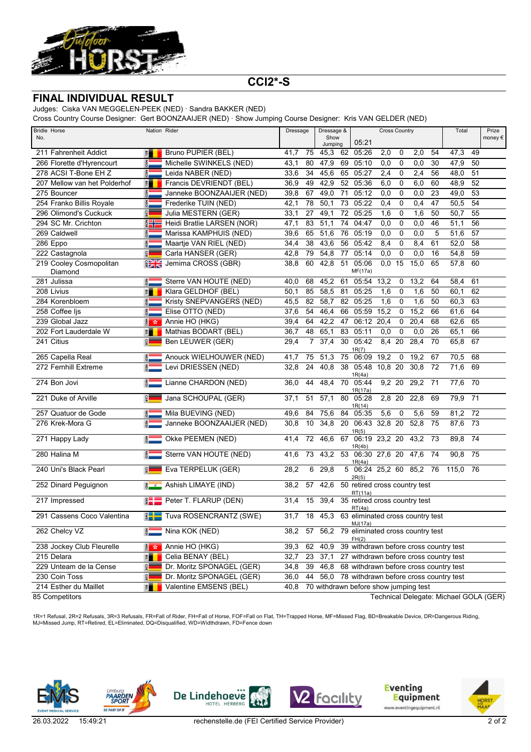## CCI2*-S

# FINAL INDIVIDUAL RESULT

Judges: Ciska VAN MEGGELEN-PEEK (NED) · Sandra BAKKER (NED)

Cross Country Course Designer: Gert BOONZAAIJER (NED) · Show Jumping Course Designer: Kris VAN GELDER (NED)

| Bridle No. | Horse | Nation | Rider | Dressage | | Dressage & Show Jumping | | Cross Country 05:21 | | | | | Total | | Prize money € |
|---|---|---|---|---|---|---|---|---|---|---|---|---|---|---|---|
| 211 | Fahrenheit Addict | BEL | Bruno PUPIER (BEL) | 41,7 | 75 | 45,3 | 62 | 05:26 | 2,0 | 0 | 2,0 | 54 | 47,3 | 49 | |
| 266 | Florette d'Hyrencourt | NED | Michelle SWINKELS (NED) | 43,1 | 80 | 47,9 | 69 | 05:10 | 0,0 | 0 | 0,0 | 30 | 47,9 | 50 | |
| 278 | ACSI T-Bone EH Z | NED | Leida NABER (NED) | 33,6 | 34 | 45,6 | 65 | 05:27 | 2,4 | 0 | 2,4 | 56 | 48,0 | 51 | |
| 207 | Mellow van het Polderhof | BEL | Francis DEVRIENDT (BEL) | 36,9 | 49 | 42,9 | 52 | 05:36 | 6,0 | 0 | 6,0 | 60 | 48,9 | 52 | |
| 275 | Bouncer | NED | Janneke BOONZAAIJER (NED) | 39,8 | 67 | 49,0 | 71 | 05:12 | 0,0 | 0 | 0,0 | 23 | 49,0 | 53 | |
| 254 | Franko Billis Royale | NED | Frederike TUIN (NED) | 42,1 | 78 | 50,1 | 73 | 05:22 | 0,4 | 0 | 0,4 | 47 | 50,5 | 54 | |
| 296 | Olimond's Cuckuck | GER | Julia MESTERN (GER) | 33,1 | 27 | 49,1 | 72 | 05:25 | 1,6 | 0 | 1,6 | 50 | 50,7 | 55 | |
| 294 | SC Mr. Crichton | NOR | Heidi Bratlie LARSEN (NOR) | 47,1 | 83 | 51,1 | 74 | 04:47 | 0,0 | 0 | 0,0 | 46 | 51,1 | 56 | |
| 269 | Caldwell | NED | Marissa KAMPHUIS (NED) | 39,6 | 65 | 51,6 | 76 | 05:19 | 0,0 | 0 | 0,0 | 5 | 51,6 | 57 | |
| 286 | Eppo | NED | Maartje VAN RIEL (NED) | 34,4 | 38 | 43,6 | 56 | 05:42 | 8,4 | 0 | 8,4 | 61 | 52,0 | 58 | |
| 222 | Castagnola | GER | Carla HANSER (GER) | 42,8 | 79 | 54,8 | 77 | 05:14 | 0,0 | 0 | 0,0 | 16 | 54,8 | 59 | |
| 219 | Cooley Cosmopolitan Diamond | GBR | Jemima CROSS (GBR) | 38,8 | 60 | 42,8 | 51 | 05:06 MF(17a) | 0,0 | 15 | 15,0 | 65 | 57,8 | 60 | |
| 281 | Julissa | NED | Sterre VAN HOUTE (NED) | 40,0 | 68 | 45,2 | 61 | 05:54 | 13,2 | 0 | 13,2 | 64 | 58,4 | 61 | |
| 208 | Livius | BEL | Klara GELDHOF (BEL) | 50,1 | 85 | 58,5 | 81 | 05:25 | 1,6 | 0 | 1,6 | 50 | 60,1 | 62 | |
| 284 | Korenbloem | NED | Kristy SNEPVANGERS (NED) | 45,5 | 82 | 58,7 | 82 | 05:25 | 1,6 | 0 | 1,6 | 50 | 60,3 | 63 | |
| 258 | Coffee Ijs | NED | Elise OTTO (NED) | 37,6 | 54 | 46,4 | 66 | 05:59 | 15,2 | 0 | 15,2 | 66 | 61,6 | 64 | |
| 239 | Global Jazz | HKG | Annie HO (HKG) | 39,4 | 64 | 42,2 | 47 | 06:12 | 20,4 | 0 | 20,4 | 68 | 62,6 | 65 | |
| 202 | Fort Lauderdale W | BEL | Mathias BODART (BEL) | 36,7 | 48 | 65,1 | 83 | 05:11 | 0,0 | 0 | 0,0 | 26 | 65,1 | 66 | |
| 241 | Citius | GER | Ben LEUWER (GER) | 29,4 | 7 | 37,4 | 30 | 05:42 1R(7) | 8,4 | 20 | 28,4 | 70 | 65,8 | 67 | |
| 265 | Capella Real | NED | Anouck WIELHOUWER (NED) | 41,7 | 75 | 51,3 | 75 | 06:09 | 19,2 | 0 | 19,2 | 67 | 70,5 | 68 | |
| 272 | Fernhill Extreme | NED | Levi DRIESSEN (NED) | 32,8 | 24 | 40,8 | 38 | 05:48 1R(4a) | 10,8 | 20 | 30,8 | 72 | 71,6 | 69 | |
| 274 | Bon Jovi | NED | Lianne CHARDON (NED) | 36,0 | 44 | 48,4 | 70 | 05:44 1R(17a) | 9,2 | 20 | 29,2 | 71 | 77,6 | 70 | |
| 221 | Duke of Arville | GER | Jana SCHOUPAL (GER) | 37,1 | 51 | 57,1 | 80 | 05:28 1R(14) | 2,8 | 20 | 22,8 | 69 | 79,9 | 71 | |
| 257 | Quatuor de Gode | NED | Mila BUEVING (NED) | 49,6 | 84 | 75,6 | 84 | 05:35 | 5,6 | 0 | 5,6 | 59 | 81,2 | 72 | |
| 276 | Krek-Mora G | NED | Janneke BOONZAAIJER (NED) | 30,8 | 10 | 34,8 | 20 | 06:43 1R(5) | 32,8 | 20 | 52,8 | 75 | 87,6 | 73 | |
| 271 | Happy Lady | NED | Okke PEEMEN (NED) | 41,4 | 72 | 46,6 | 67 | 06:19 1R(4b) | 23,2 | 20 | 43,2 | 73 | 89,8 | 74 | |
| 280 | Halina M | NED | Sterre VAN HOUTE (NED) | 41,6 | 73 | 43,2 | 53 | 06:30 1R(4a) | 27,6 | 20 | 47,6 | 74 | 90,8 | 75 | |
| 240 | Uni's Black Pearl | GER | Eva TERPELUK (GER) | 28,2 | 6 | 29,8 | 5 | 06:24 2R(5) | 25,2 | 60 | 85,2 | 76 | 115,0 | 76 | |
| 252 | Dinard Peguignon | IND | Ashish LIMAYE (IND) | 38,2 | 57 | 42,6 | 50 | retired cross country test RT(11a) | | | | | | | |
| 217 | Impressed | DEN | Peter T. FLARUP (DEN) | 31,4 | 15 | 39,4 | 35 | retired cross country test RT(4a) | | | | | | | |
| 291 | Cassens Coco Valentina | SWE | Tuva ROSENCRANTZ (SWE) | 31,7 | 18 | 45,3 | 63 | eliminated cross country test MJ(17a) | | | | | | | |
| 262 | Chelcy VZ | NED | Nina KOK (NED) | 38,2 | 57 | 56,2 | 79 | eliminated cross country test FH(2) | | | | | | | |
| 238 | Jockey Club Fleurelle | HKG | Annie HO (HKG) | 39,3 | 62 | 40,9 | 39 | withdrawn before cross country test | | | | | | | |
| 215 | Delara | BEL | Celia BENAY (BEL) | 32,7 | 23 | 37,1 | 27 | withdrawn before cross country test | | | | | | | |
| 229 | Unteam de la Cense | GER | Dr. Moritz SPONAGEL (GER) | 34,8 | 39 | 46,8 | 68 | withdrawn before cross country test | | | | | | | |
| 230 | Coin Toss | GER | Dr. Moritz SPONAGEL (GER) | 36,0 | 44 | 56,0 | 78 | withdrawn before cross country test | | | | | | | |
| 214 | Esther du Maillet | BEL | Valentine EMSENS (BEL) | 40,8 | 70 | withdrawn before show jumping test | | | | | | | | | |

85 Competitors

Technical Delegate: Michael GOLA (GER)

1R=1 Refusal, 2R=2 Refusals, 3R=3 Refusals, FR=Fall of Rider, FH=Fall of Horse, FOF=Fall on Flat, TH=Trapped Horse, MF=Missed Flag, BD=Breakable Device, DR=Dangerous Riding, MJ=Missed Jump, RT=Retired, EL=Eliminated, DQ=Disqualified, WD=Widthdrawn, FD=Fence down

26.03.2022 15:49:21

rechenstelle.de (FEI Certified Service Provider)